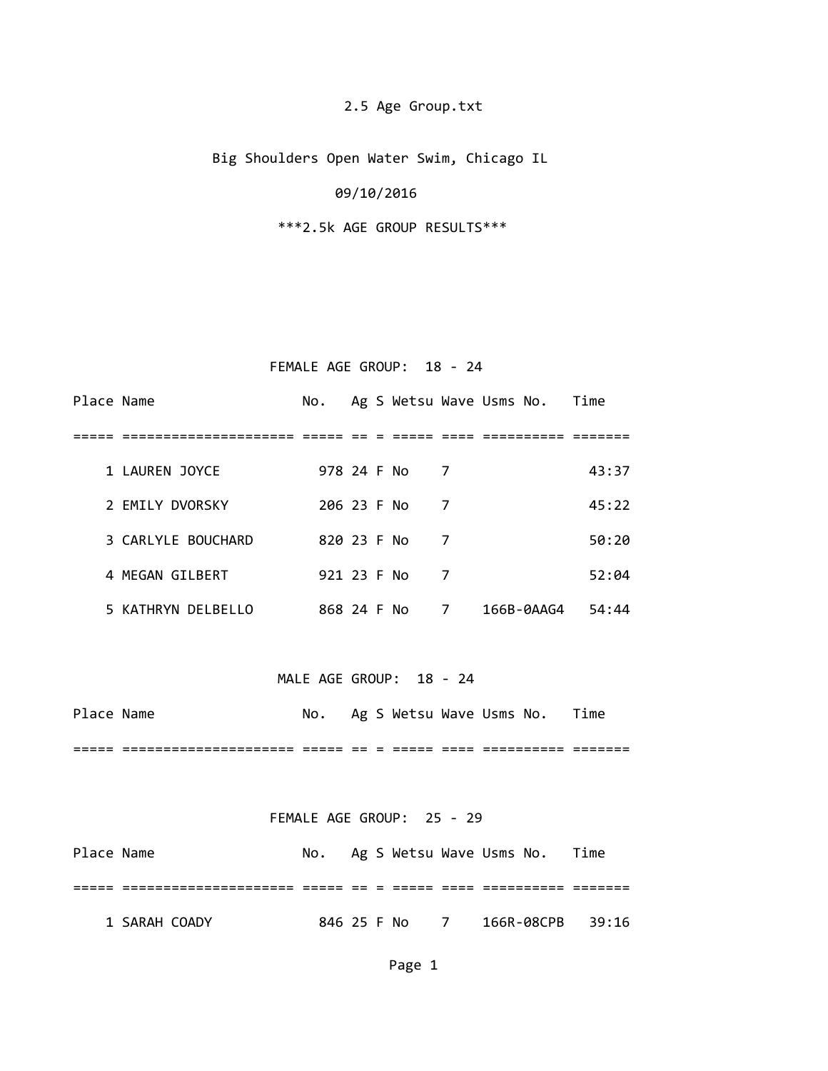2.5 Age Group.txt

Big Shoulders Open Water Swim, Chicago IL

09/10/2016

***2.5k AGE GROUP RESULTS***

## FEMALE AGE GROUP: 18 - 24

| Place | Name | No. | Ag | S | Wetsu | Wave | Usms No. | Time |
|---|---|---|---|---|---|---|---|---|
| 1 | LAUREN JOYCE | 978 | 24 | F | No | 7 | | 43:37 |
| 2 | EMILY DVORSKY | 206 | 23 | F | No | 7 | | 45:22 |
| 3 | CARLYLE BOUCHARD | 820 | 23 | F | No | 7 | | 50:20 |
| 4 | MEGAN GILBERT | 921 | 23 | F | No | 7 | | 52:04 |
| 5 | KATHRYN DELBELLO | 868 | 24 | F | No | 7 | 166B-0AAG4 | 54:44 |

## MALE AGE GROUP: 18 - 24

| Place | Name | No. | Ag | S | Wetsu | Wave | Usms No. | Time |
|---|---|---|---|---|---|---|---|---|

## FEMALE AGE GROUP: 25 - 29

| Place | Name | No. | Ag | S | Wetsu | Wave | Usms No. | Time |
|---|---|---|---|---|---|---|---|---|
| 1 | SARAH COADY | 846 | 25 | F | No | 7 | 166R-08CPB | 39:16 |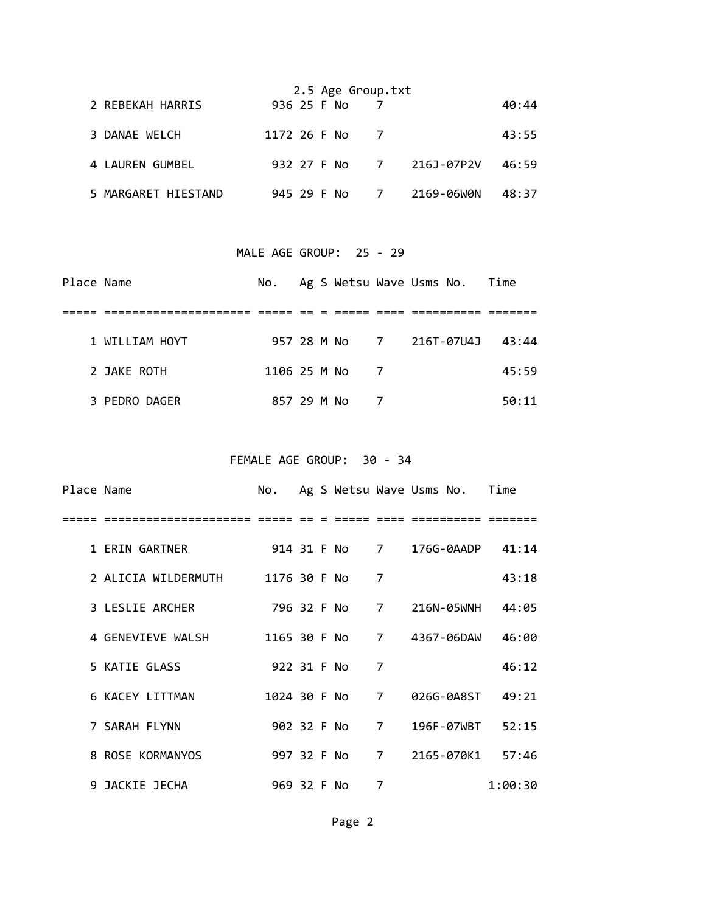| Place | Name | No. | Ag | S | Wetsu | Wave | Usms No. | Time |
|---|---|---|---|---|---|---|---|---|
| 2 | REBEKAH HARRIS | 936 | 25 | F | No | 7 | | 40:44 |
| 3 | DANAE WELCH | 1172 | 26 | F | No | 7 | | 43:55 |
| 4 | LAUREN GUMBEL | 932 | 27 | F | No | 7 | 216J-07P2V | 46:59 |
| 5 | MARGARET HIESTAND | 945 | 29 | F | No | 7 | 2169-06W0N | 48:37 |

MALE AGE GROUP: 25 - 29

| Place | Name | No. | Ag | S | Wetsu | Wave | Usms No. | Time |
|---|---|---|---|---|---|---|---|---|
| 1 | WILLIAM HOYT | 957 | 28 | M | No | 7 | 216T-07U4J | 43:44 |
| 2 | JAKE ROTH | 1106 | 25 | M | No | 7 | | 45:59 |
| 3 | PEDRO DAGER | 857 | 29 | M | No | 7 | | 50:11 |

FEMALE AGE GROUP: 30 - 34

| Place | Name | No. | Ag | S | Wetsu | Wave | Usms No. | Time |
|---|---|---|---|---|---|---|---|---|
| 1 | ERIN GARTNER | 914 | 31 | F | No | 7 | 176G-0AADP | 41:14 |
| 2 | ALICIA WILDERMUTH | 1176 | 30 | F | No | 7 | | 43:18 |
| 3 | LESLIE ARCHER | 796 | 32 | F | No | 7 | 216N-05WNH | 44:05 |
| 4 | GENEVIEVE WALSH | 1165 | 30 | F | No | 7 | 4367-06DAW | 46:00 |
| 5 | KATIE GLASS | 922 | 31 | F | No | 7 | | 46:12 |
| 6 | KACEY LITTMAN | 1024 | 30 | F | No | 7 | 026G-0A8ST | 49:21 |
| 7 | SARAH FLYNN | 902 | 32 | F | No | 7 | 196F-07WBT | 52:15 |
| 8 | ROSE KORMANYOS | 997 | 32 | F | No | 7 | 2165-070K1 | 57:46 |
| 9 | JACKIE JECHA | 969 | 32 | F | No | 7 | | 1:00:30 |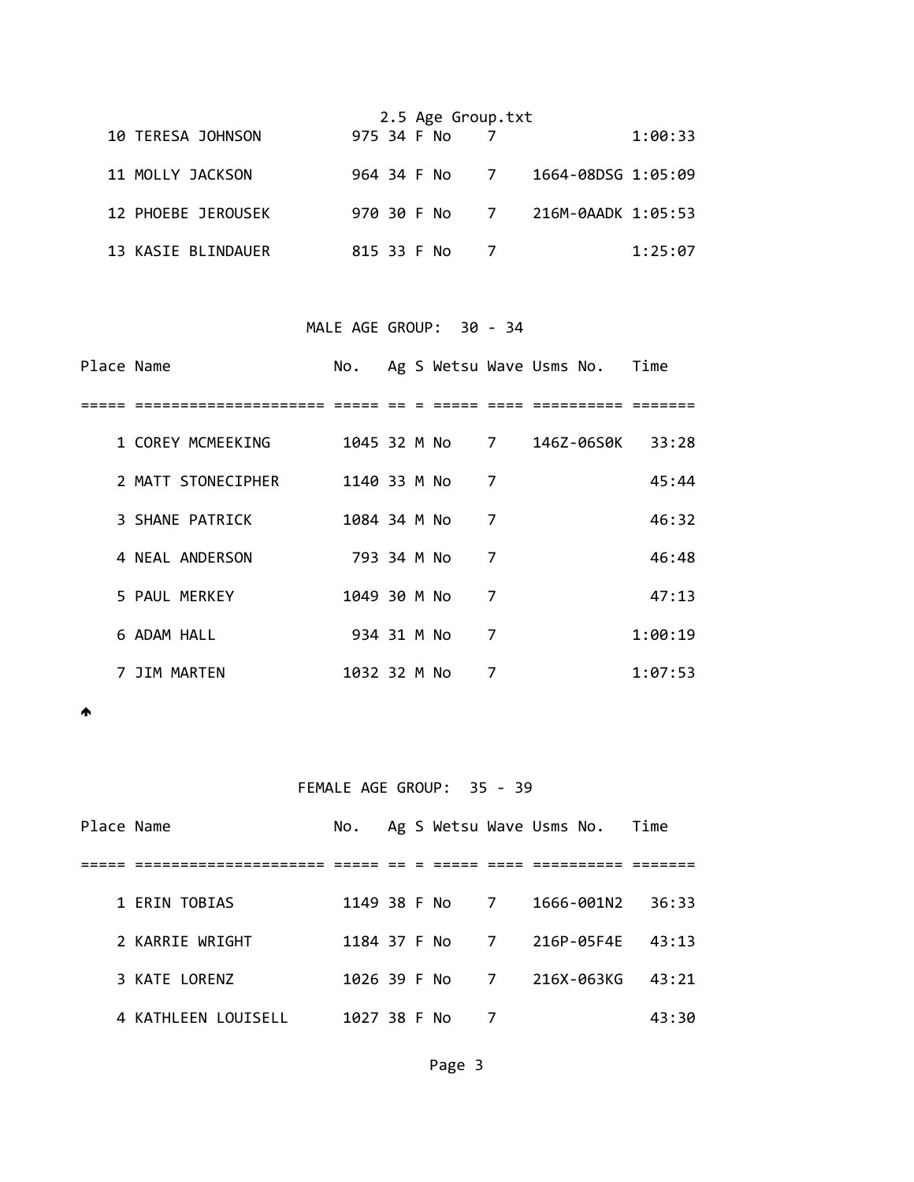| Place | Name | No. | Ag | S | Wetsu | Wave | Usms No. | Time |
|---|---|---|---|---|---|---|---|---|
| 10 | TERESA JOHNSON | 975 | 34 | F | No | 7 | | 1:00:33 |
| 11 | MOLLY JACKSON | 964 | 34 | F | No | 7 | 1664-08DSG | 1:05:09 |
| 12 | PHOEBE JEROUSEK | 970 | 30 | F | No | 7 | 216M-0AADK | 1:05:53 |
| 13 | KASIE BLINDAUER | 815 | 33 | F | No | 7 | | 1:25:07 |

## MALE AGE GROUP: 30 - 34

| Place | Name | No. | Ag | S | Wetsu | Wave | Usms No. | Time |
|---|---|---|---|---|---|---|---|---|
| 1 | COREY MCMEEKING | 1045 | 32 | M | No | 7 | 146Z-06S0K | 33:28 |
| 2 | MATT STONECIPHER | 1140 | 33 | M | No | 7 | | 45:44 |
| 3 | SHANE PATRICK | 1084 | 34 | M | No | 7 | | 46:32 |
| 4 | NEAL ANDERSON | 793 | 34 | M | No | 7 | | 46:48 |
| 5 | PAUL MERKEY | 1049 | 30 | M | No | 7 | | 47:13 |
| 6 | ADAM HALL | 934 | 31 | M | No | 7 | | 1:00:19 |
| 7 | JIM MARTEN | 1032 | 32 | M | No | 7 | | 1:07:53 |

## FEMALE AGE GROUP: 35 - 39

| Place | Name | No. | Ag | S | Wetsu | Wave | Usms No. | Time |
|---|---|---|---|---|---|---|---|---|
| 1 | ERIN TOBIAS | 1149 | 38 | F | No | 7 | 1666-001N2 | 36:33 |
| 2 | KARRIE WRIGHT | 1184 | 37 | F | No | 7 | 216P-05F4E | 43:13 |
| 3 | KATE LORENZ | 1026 | 39 | F | No | 7 | 216X-063KG | 43:21 |
| 4 | KATHLEEN LOUISELL | 1027 | 38 | F | No | 7 | | 43:30 |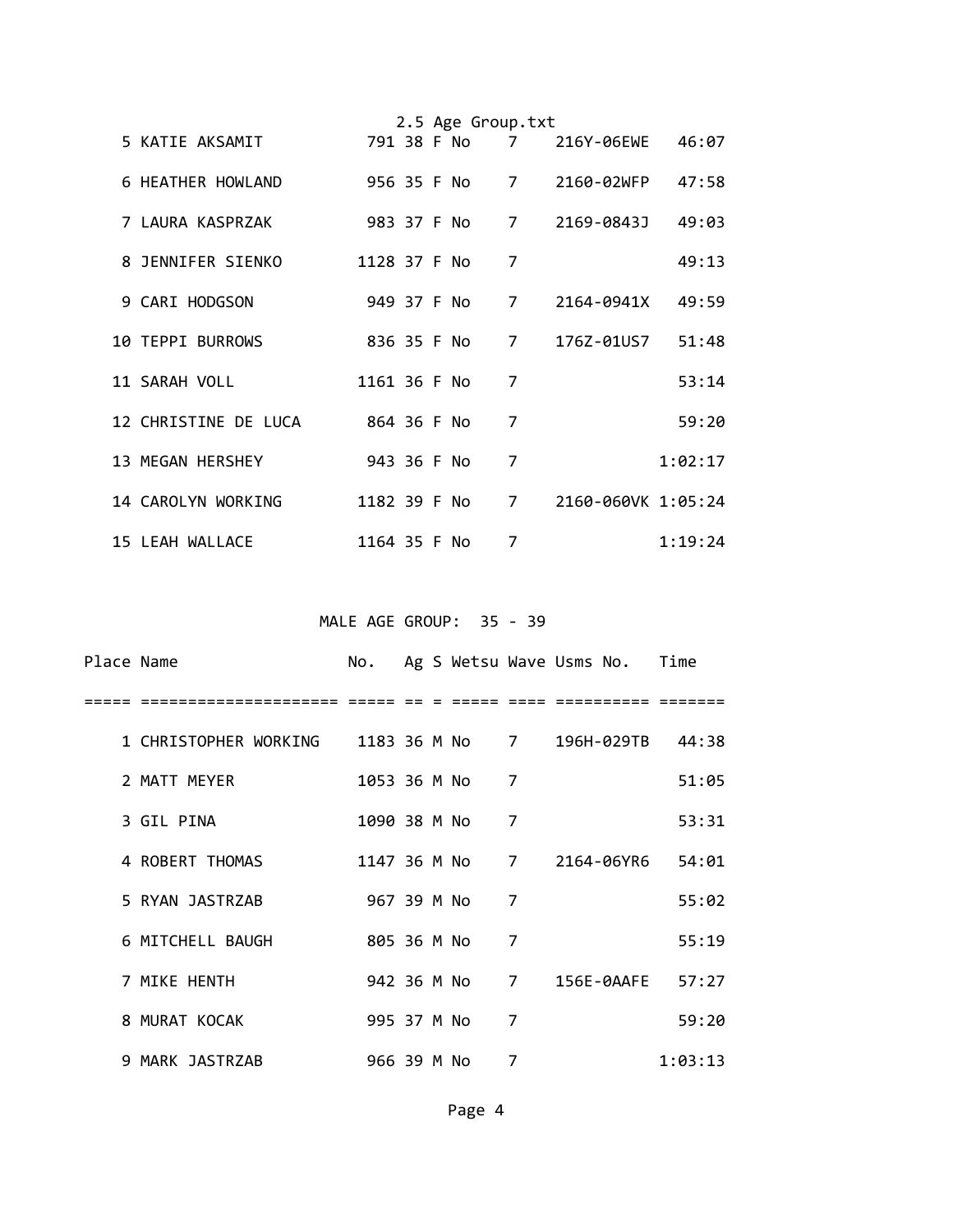| Place | Name | No. | Ag | S | Wetsu | Wave | Usms No. | Time |
|---|---|---|---|---|---|---|---|---|
| 5 | KATIE AKSAMIT | 791 | 38 | F | No | 7 | 216Y-06EWE | 46:07 |
| 6 | HEATHER HOWLAND | 956 | 35 | F | No | 7 | 2160-02WFP | 47:58 |
| 7 | LAURA KASPRZAK | 983 | 37 | F | No | 7 | 2169-0843J | 49:03 |
| 8 | JENNIFER SIENKO | 1128 | 37 | F | No | 7 | | 49:13 |
| 9 | CARI HODGSON | 949 | 37 | F | No | 7 | 2164-0941X | 49:59 |
| 10 | TEPPI BURROWS | 836 | 35 | F | No | 7 | 176Z-01US7 | 51:48 |
| 11 | SARAH VOLL | 1161 | 36 | F | No | 7 | | 53:14 |
| 12 | CHRISTINE DE LUCA | 864 | 36 | F | No | 7 | | 59:20 |
| 13 | MEGAN HERSHEY | 943 | 36 | F | No | 7 | | 1:02:17 |
| 14 | CAROLYN WORKING | 1182 | 39 | F | No | 7 | 2160-060VK | 1:05:24 |
| 15 | LEAH WALLACE | 1164 | 35 | F | No | 7 | | 1:19:24 |

## MALE AGE GROUP: 35 - 39

| Place | Name | No. | Ag | S | Wetsu | Wave | Usms No. | Time |
|---|---|---|---|---|---|---|---|---|
| 1 | CHRISTOPHER WORKING | 1183 | 36 | M | No | 7 | 196H-029TB | 44:38 |
| 2 | MATT MEYER | 1053 | 36 | M | No | 7 | | 51:05 |
| 3 | GIL PINA | 1090 | 38 | M | No | 7 | | 53:31 |
| 4 | ROBERT THOMAS | 1147 | 36 | M | No | 7 | 2164-06YR6 | 54:01 |
| 5 | RYAN JASTRZAB | 967 | 39 | M | No | 7 | | 55:02 |
| 6 | MITCHELL BAUGH | 805 | 36 | M | No | 7 | | 55:19 |
| 7 | MIKE HENTH | 942 | 36 | M | No | 7 | 156E-0AAFE | 57:27 |
| 8 | MURAT KOCAK | 995 | 37 | M | No | 7 | | 59:20 |
| 9 | MARK JASTRZAB | 966 | 39 | M | No | 7 | | 1:03:13 |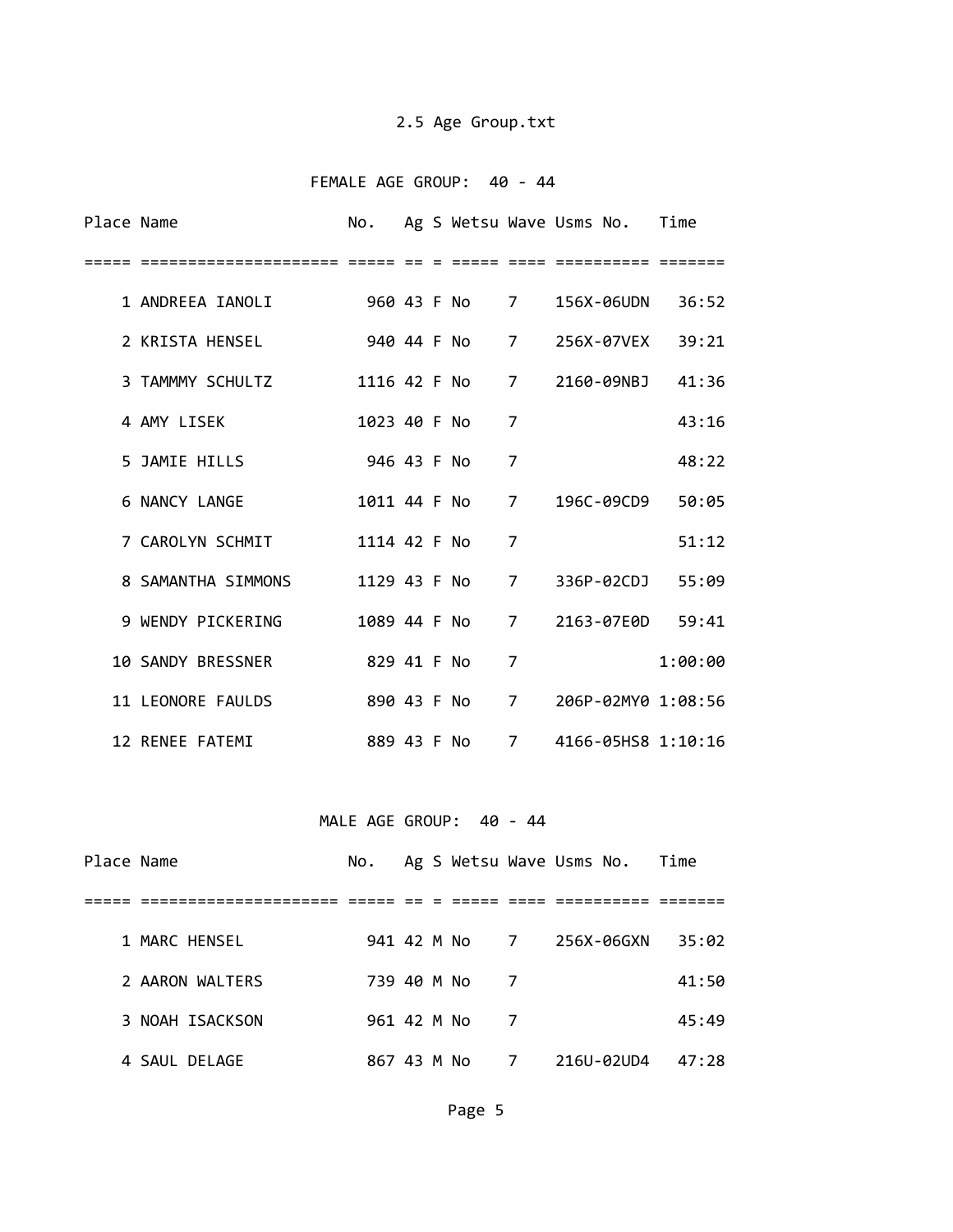2.5 Age Group.txt

## FEMALE AGE GROUP: 40 - 44

| Place | Name | No. | Ag | S | Wetsu | Wave | Usms No. | Time |
|---|---|---|---|---|---|---|---|---|
| 1 | ANDREEA IANOLI | 960 | 43 | F | No | 7 | 156X-06UDN | 36:52 |
| 2 | KRISTA HENSEL | 940 | 44 | F | No | 7 | 256X-07VEX | 39:21 |
| 3 | TAMMMY SCHULTZ | 1116 | 42 | F | No | 7 | 2160-09NBJ | 41:36 |
| 4 | AMY LISEK | 1023 | 40 | F | No | 7 | | 43:16 |
| 5 | JAMIE HILLS | 946 | 43 | F | No | 7 | | 48:22 |
| 6 | NANCY LANGE | 1011 | 44 | F | No | 7 | 196C-09CD9 | 50:05 |
| 7 | CAROLYN SCHMIT | 1114 | 42 | F | No | 7 | | 51:12 |
| 8 | SAMANTHA SIMMONS | 1129 | 43 | F | No | 7 | 336P-02CDJ | 55:09 |
| 9 | WENDY PICKERING | 1089 | 44 | F | No | 7 | 2163-07E0D | 59:41 |
| 10 | SANDY BRESSNER | 829 | 41 | F | No | 7 | | 1:00:00 |
| 11 | LEONORE FAULDS | 890 | 43 | F | No | 7 | 206P-02MY0 | 1:08:56 |
| 12 | RENEE FATEMI | 889 | 43 | F | No | 7 | 4166-05HS8 | 1:10:16 |

## MALE AGE GROUP: 40 - 44

| Place | Name | No. | Ag | S | Wetsu | Wave | Usms No. | Time |
|---|---|---|---|---|---|---|---|---|
| 1 | MARC HENSEL | 941 | 42 | M | No | 7 | 256X-06GXN | 35:02 |
| 2 | AARON WALTERS | 739 | 40 | M | No | 7 | | 41:50 |
| 3 | NOAH ISACKSON | 961 | 42 | M | No | 7 | | 45:49 |
| 4 | SAUL DELAGE | 867 | 43 | M | No | 7 | 216U-02UD4 | 47:28 |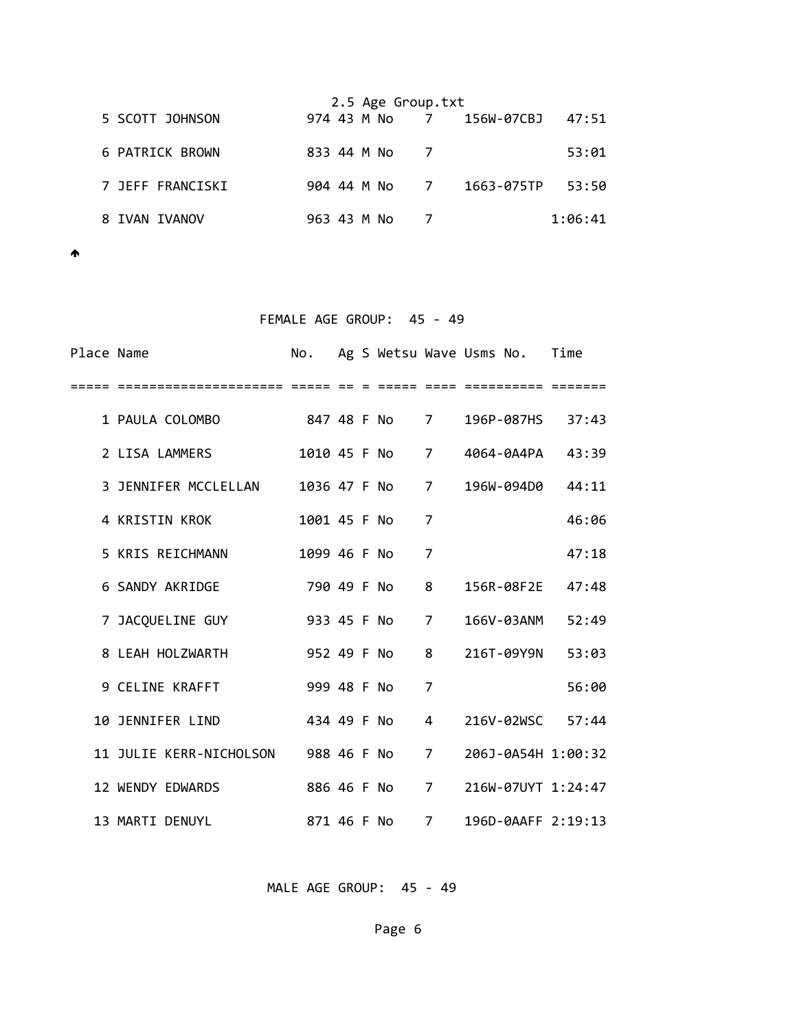| Place | Name | No. | Ag | S | Wetsu | Wave | Usms No. | Time |
|---|---|---|---|---|---|---|---|---|
| 5 | SCOTT JOHNSON | 974 | 43 | M | No | 7 | 156W-07CBJ | 47:51 |
| 6 | PATRICK BROWN | 833 | 44 | M | No | 7 | | 53:01 |
| 7 | JEFF FRANCISKI | 904 | 44 | M | No | 7 | 1663-075TP | 53:50 |
| 8 | IVAN IVANOV | 963 | 43 | M | No | 7 | | 1:06:41 |

## FEMALE AGE GROUP: 45 - 49

| Place | Name | No. | Ag | S | Wetsu | Wave | Usms No. | Time |
|---|---|---|---|---|---|---|---|---|
| 1 | PAULA COLOMBO | 847 | 48 | F | No | 7 | 196P-087HS | 37:43 |
| 2 | LISA LAMMERS | 1010 | 45 | F | No | 7 | 4064-0A4PA | 43:39 |
| 3 | JENNIFER MCCLELLAN | 1036 | 47 | F | No | 7 | 196W-094D0 | 44:11 |
| 4 | KRISTIN KROK | 1001 | 45 | F | No | 7 | | 46:06 |
| 5 | KRIS REICHMANN | 1099 | 46 | F | No | 7 | | 47:18 |
| 6 | SANDY AKRIDGE | 790 | 49 | F | No | 8 | 156R-08F2E | 47:48 |
| 7 | JACQUELINE GUY | 933 | 45 | F | No | 7 | 166V-03ANM | 52:49 |
| 8 | LEAH HOLZWARTH | 952 | 49 | F | No | 8 | 216T-09Y9N | 53:03 |
| 9 | CELINE KRAFFT | 999 | 48 | F | No | 7 | | 56:00 |
| 10 | JENNIFER LIND | 434 | 49 | F | No | 4 | 216V-02WSC | 57:44 |
| 11 | JULIE KERR-NICHOLSON | 988 | 46 | F | No | 7 | 206J-0A54H | 1:00:32 |
| 12 | WENDY EDWARDS | 886 | 46 | F | No | 7 | 216W-07UYT | 1:24:47 |
| 13 | MARTI DENUYL | 871 | 46 | F | No | 7 | 196D-0AAFF | 2:19:13 |

## MALE AGE GROUP: 45 - 49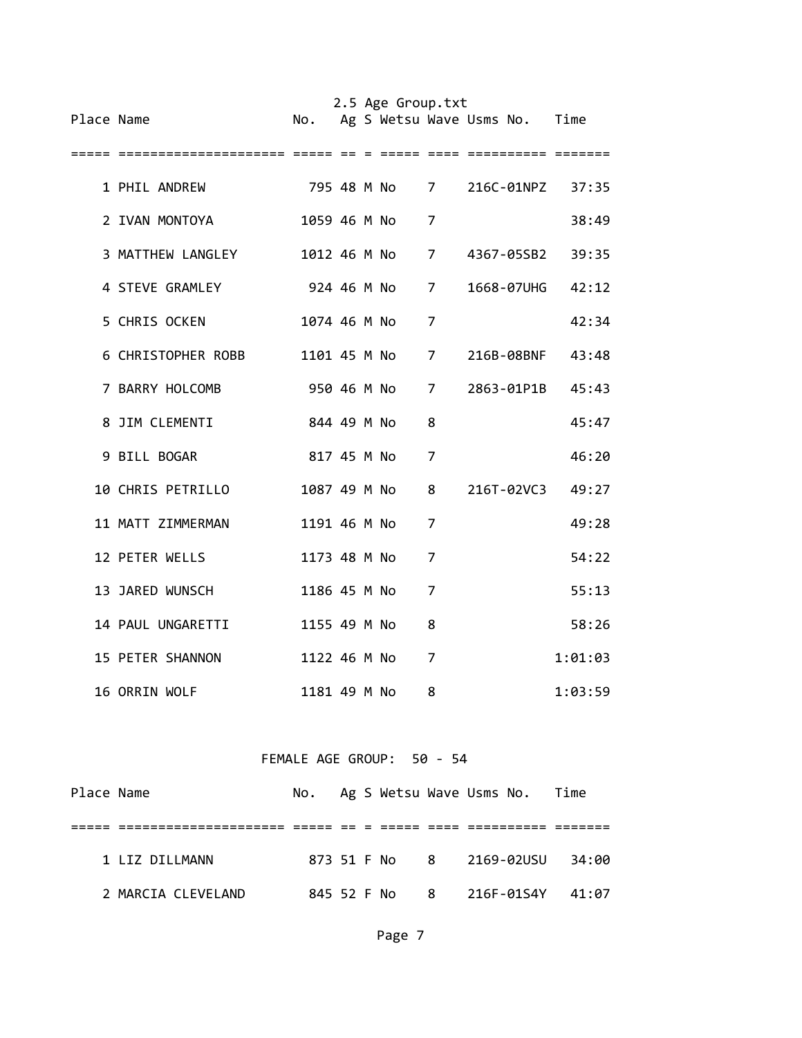| Place | Name | No. | Ag | S | Wetsu | Wave | Usms No. | Time |
|---|---|---|---|---|---|---|---|---|
| 1 | PHIL ANDREW | 795 | 48 | M | No | 7 | 216C-01NPZ | 37:35 |
| 2 | IVAN MONTOYA | 1059 | 46 | M | No | 7 | | 38:49 |
| 3 | MATTHEW LANGLEY | 1012 | 46 | M | No | 7 | 4367-05SB2 | 39:35 |
| 4 | STEVE GRAMLEY | 924 | 46 | M | No | 7 | 1668-07UHG | 42:12 |
| 5 | CHRIS OCKEN | 1074 | 46 | M | No | 7 | | 42:34 |
| 6 | CHRISTOPHER ROBB | 1101 | 45 | M | No | 7 | 216B-08BNF | 43:48 |
| 7 | BARRY HOLCOMB | 950 | 46 | M | No | 7 | 2863-01P1B | 45:43 |
| 8 | JIM CLEMENTI | 844 | 49 | M | No | 8 | | 45:47 |
| 9 | BILL BOGAR | 817 | 45 | M | No | 7 | | 46:20 |
| 10 | CHRIS PETRILLO | 1087 | 49 | M | No | 8 | 216T-02VC3 | 49:27 |
| 11 | MATT ZIMMERMAN | 1191 | 46 | M | No | 7 | | 49:28 |
| 12 | PETER WELLS | 1173 | 48 | M | No | 7 | | 54:22 |
| 13 | JARED WUNSCH | 1186 | 45 | M | No | 7 | | 55:13 |
| 14 | PAUL UNGARETTI | 1155 | 49 | M | No | 8 | | 58:26 |
| 15 | PETER SHANNON | 1122 | 46 | M | No | 7 | | 1:01:03 |
| 16 | ORRIN WOLF | 1181 | 49 | M | No | 8 | | 1:03:59 |

FEMALE AGE GROUP: 50 - 54

| Place | Name | No. | Ag | S | Wetsu | Wave | Usms No. | Time |
|---|---|---|---|---|---|---|---|---|
| 1 | LIZ DILLMANN | 873 | 51 | F | No | 8 | 2169-02USU | 34:00 |
| 2 | MARCIA CLEVELAND | 845 | 52 | F | No | 8 | 216F-01S4Y | 41:07 |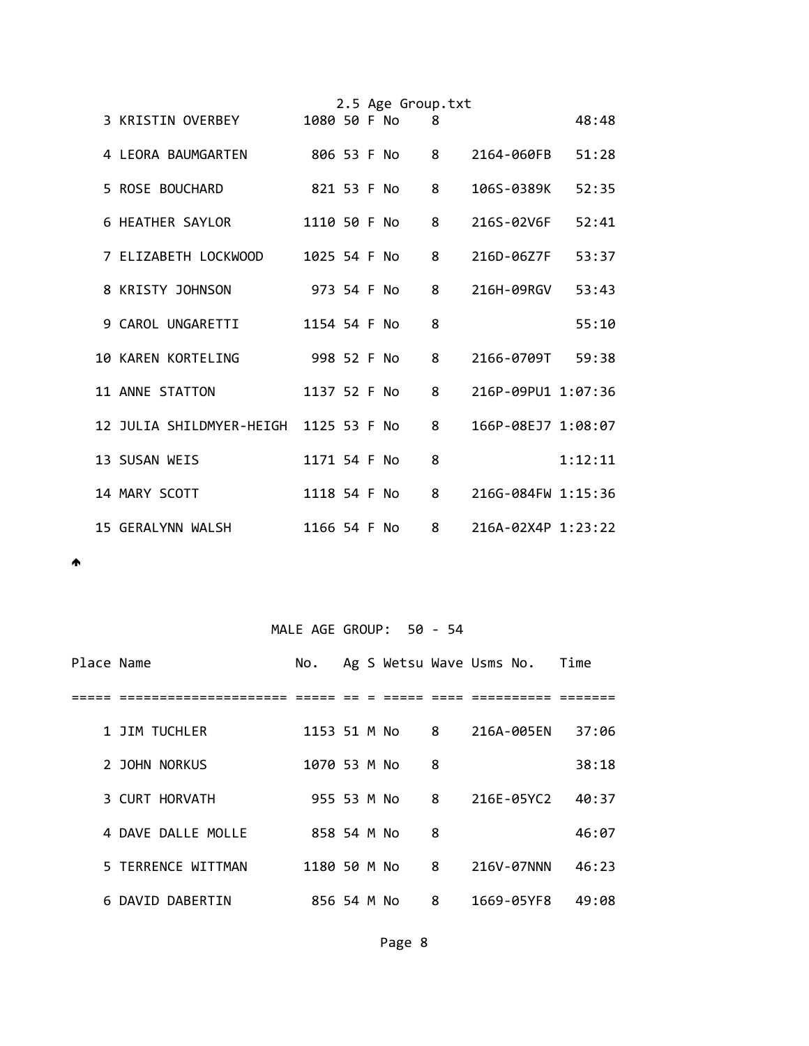| Place | Name | No. | Ag | S | Wetsu | Wave | Usms No. | Time |
|---|---|---|---|---|---|---|---|---|
| 3 | KRISTIN OVERBEY | 1080 | 50 | F | No | 8 | | 48:48 |
| 4 | LEORA BAUMGARTEN | 806 | 53 | F | No | 8 | 2164-060FB | 51:28 |
| 5 | ROSE BOUCHARD | 821 | 53 | F | No | 8 | 106S-0389K | 52:35 |
| 6 | HEATHER SAYLOR | 1110 | 50 | F | No | 8 | 216S-02V6F | 52:41 |
| 7 | ELIZABETH LOCKWOOD | 1025 | 54 | F | No | 8 | 216D-06Z7F | 53:37 |
| 8 | KRISTY JOHNSON | 973 | 54 | F | No | 8 | 216H-09RGV | 53:43 |
| 9 | CAROL UNGARETTI | 1154 | 54 | F | No | 8 | | 55:10 |
| 10 | KAREN KORTELING | 998 | 52 | F | No | 8 | 2166-0709T | 59:38 |
| 11 | ANNE STATTON | 1137 | 52 | F | No | 8 | 216P-09PU1 | 1:07:36 |
| 12 | JULIA SHILDMYER-HEIGH | 1125 | 53 | F | No | 8 | 166P-08EJ7 | 1:08:07 |
| 13 | SUSAN WEIS | 1171 | 54 | F | No | 8 | | 1:12:11 |
| 14 | MARY SCOTT | 1118 | 54 | F | No | 8 | 216G-084FW | 1:15:36 |
| 15 | GERALYNN WALSH | 1166 | 54 | F | No | 8 | 216A-02X4P | 1:23:22 |

## MALE AGE GROUP: 50 - 54

| Place | Name | No. | Ag | S | Wetsu | Wave | Usms No. | Time |
|---|---|---|---|---|---|---|---|---|
| 1 | JIM TUCHLER | 1153 | 51 | M | No | 8 | 216A-005EN | 37:06 |
| 2 | JOHN NORKUS | 1070 | 53 | M | No | 8 | | 38:18 |
| 3 | CURT HORVATH | 955 | 53 | M | No | 8 | 216E-05YC2 | 40:37 |
| 4 | DAVE DALLE MOLLE | 858 | 54 | M | No | 8 | | 46:07 |
| 5 | TERRENCE WITTMAN | 1180 | 50 | M | No | 8 | 216V-07NNN | 46:23 |
| 6 | DAVID DABERTIN | 856 | 54 | M | No | 8 | 1669-05YF8 | 49:08 |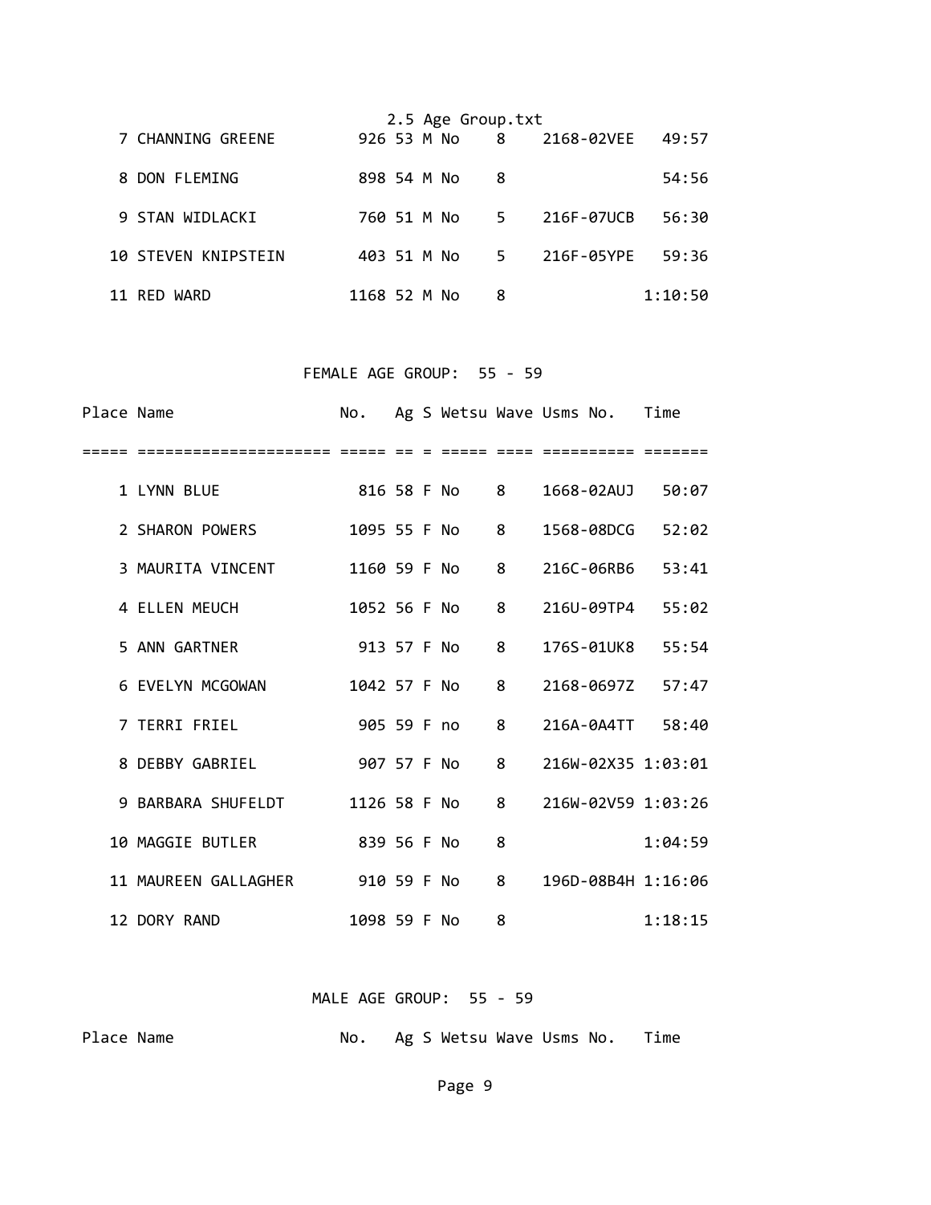| Place | Name | No. | Ag | S | Wetsu | Wave | Usms No. | Time |
|---|---|---|---|---|---|---|---|---|
| 7 | CHANNING GREENE | 926 | 53 | M | No | 8 | 2168-02VEE | 49:57 |
| 8 | DON FLEMING | 898 | 54 | M | No | 8 | | 54:56 |
| 9 | STAN WIDLACKI | 760 | 51 | M | No | 5 | 216F-07UCB | 56:30 |
| 10 | STEVEN KNIPSTEIN | 403 | 51 | M | No | 5 | 216F-05YPE | 59:36 |
| 11 | RED WARD | 1168 | 52 | M | No | 8 | | 1:10:50 |

## FEMALE AGE GROUP: 55 - 59

| Place | Name | No. | Ag | S | Wetsu | Wave | Usms No. | Time |
|---|---|---|---|---|---|---|---|---|
| 1 | LYNN BLUE | 816 | 58 | F | No | 8 | 1668-02AUJ | 50:07 |
| 2 | SHARON POWERS | 1095 | 55 | F | No | 8 | 1568-08DCG | 52:02 |
| 3 | MAURITA VINCENT | 1160 | 59 | F | No | 8 | 216C-06RB6 | 53:41 |
| 4 | ELLEN MEUCH | 1052 | 56 | F | No | 8 | 216U-09TP4 | 55:02 |
| 5 | ANN GARTNER | 913 | 57 | F | No | 8 | 176S-01UK8 | 55:54 |
| 6 | EVELYN MCGOWAN | 1042 | 57 | F | No | 8 | 2168-0697Z | 57:47 |
| 7 | TERRI FRIEL | 905 | 59 | F | no | 8 | 216A-0A4TT | 58:40 |
| 8 | DEBBY GABRIEL | 907 | 57 | F | No | 8 | 216W-02X35 | 1:03:01 |
| 9 | BARBARA SHUFELDT | 1126 | 58 | F | No | 8 | 216W-02V59 | 1:03:26 |
| 10 | MAGGIE BUTLER | 839 | 56 | F | No | 8 | | 1:04:59 |
| 11 | MAUREEN GALLAGHER | 910 | 59 | F | No | 8 | 196D-08B4H | 1:16:06 |
| 12 | DORY RAND | 1098 | 59 | F | No | 8 | | 1:18:15 |

## MALE AGE GROUP: 55 - 59

| Place | Name | No. | Ag | S | Wetsu | Wave | Usms No. | Time |
|---|---|---|---|---|---|---|---|---|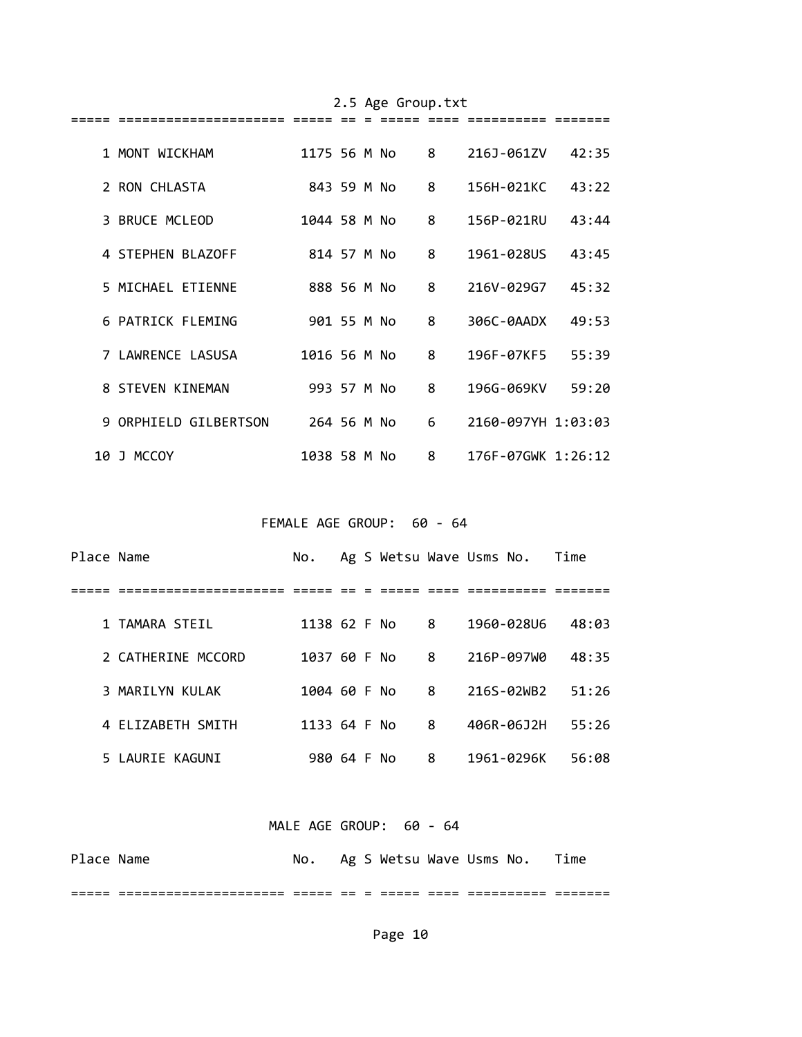| Place | Name | No. | Ag | S | Wetsu | Wave | Usms No. | Time |
|---|---|---|---|---|---|---|---|---|
| 1 | MONT WICKHAM | 1175 | 56 | M | No | 8 | 216J-061ZV | 42:35 |
| 2 | RON CHLASTA | 843 | 59 | M | No | 8 | 156H-021KC | 43:22 |
| 3 | BRUCE MCLEOD | 1044 | 58 | M | No | 8 | 156P-021RU | 43:44 |
| 4 | STEPHEN BLAZOFF | 814 | 57 | M | No | 8 | 1961-028US | 43:45 |
| 5 | MICHAEL ETIENNE | 888 | 56 | M | No | 8 | 216V-029G7 | 45:32 |
| 6 | PATRICK FLEMING | 901 | 55 | M | No | 8 | 306C-0AADX | 49:53 |
| 7 | LAWRENCE LASUSA | 1016 | 56 | M | No | 8 | 196F-07KF5 | 55:39 |
| 8 | STEVEN KINEMAN | 993 | 57 | M | No | 8 | 196G-069KV | 59:20 |
| 9 | ORPHIELD GILBERTSON | 264 | 56 | M | No | 6 | 2160-097YH | 1:03:03 |
| 10 | J MCCOY | 1038 | 58 | M | No | 8 | 176F-07GWK | 1:26:12 |

## FEMALE AGE GROUP: 60 - 64

| Place | Name | No. | Ag | S | Wetsu | Wave | Usms No. | Time |
|---|---|---|---|---|---|---|---|---|
| 1 | TAMARA STEIL | 1138 | 62 | F | No | 8 | 1960-028U6 | 48:03 |
| 2 | CATHERINE MCCORD | 1037 | 60 | F | No | 8 | 216P-097W0 | 48:35 |
| 3 | MARILYN KULAK | 1004 | 60 | F | No | 8 | 216S-02WB2 | 51:26 |
| 4 | ELIZABETH SMITH | 1133 | 64 | F | No | 8 | 406R-06J2H | 55:26 |
| 5 | LAURIE KAGUNI | 980 | 64 | F | No | 8 | 1961-0296K | 56:08 |

## MALE AGE GROUP: 60 - 64

| Place | Name | No. | Ag | S | Wetsu | Wave | Usms No. | Time |
|---|---|---|---|---|---|---|---|---|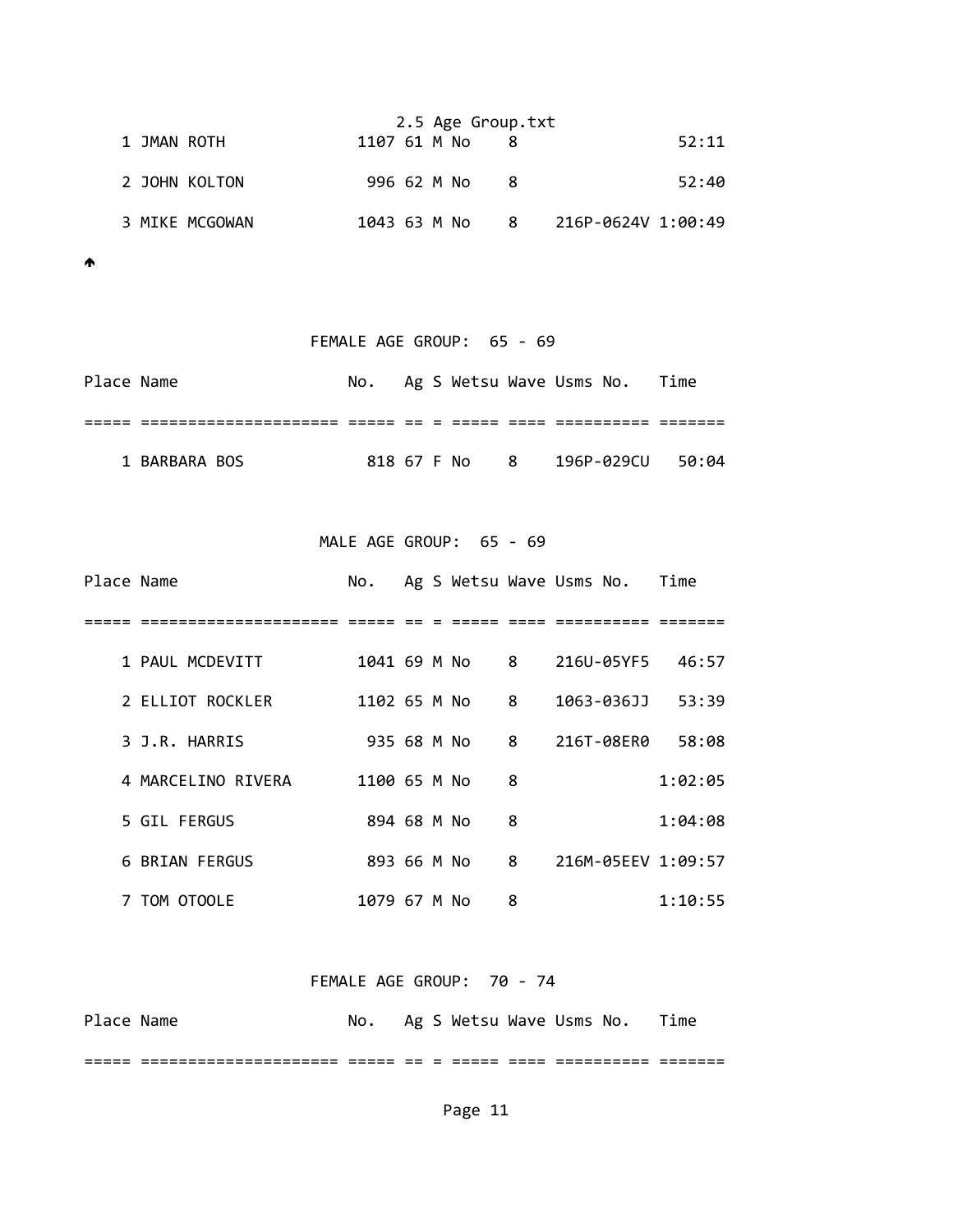| Place | Name | No. | Ag | S | Wetsu | Wave | Usms No. | Time |
|---|---|---|---|---|---|---|---|---|
| 1 | JMAN ROTH | 1107 | 61 | M | No | 8 | | 52:11 |
| 2 | JOHN KOLTON | 996 | 62 | M | No | 8 | | 52:40 |
| 3 | MIKE MCGOWAN | 1043 | 63 | M | No | 8 | 216P-0624V | 1:00:49 |

## FEMALE AGE GROUP: 65 - 69

| Place | Name | No. | Ag | S | Wetsu | Wave | Usms No. | Time |
|---|---|---|---|---|---|---|---|---|
| 1 | BARBARA BOS | 818 | 67 | F | No | 8 | 196P-029CU | 50:04 |

## MALE AGE GROUP: 65 - 69

| Place | Name | No. | Ag | S | Wetsu | Wave | Usms No. | Time |
|---|---|---|---|---|---|---|---|---|
| 1 | PAUL MCDEVITT | 1041 | 69 | M | No | 8 | 216U-05YF5 | 46:57 |
| 2 | ELLIOT ROCKLER | 1102 | 65 | M | No | 8 | 1063-036JJ | 53:39 |
| 3 | J.R. HARRIS | 935 | 68 | M | No | 8 | 216T-08ER0 | 58:08 |
| 4 | MARCELINO RIVERA | 1100 | 65 | M | No | 8 | | 1:02:05 |
| 5 | GIL FERGUS | 894 | 68 | M | No | 8 | | 1:04:08 |
| 6 | BRIAN FERGUS | 893 | 66 | M | No | 8 | 216M-05EEV | 1:09:57 |
| 7 | TOM OTOOLE | 1079 | 67 | M | No | 8 | | 1:10:55 |

## FEMALE AGE GROUP: 70 - 74

| Place | Name | No. | Ag | S | Wetsu | Wave | Usms No. | Time |
|---|---|---|---|---|---|---|---|---|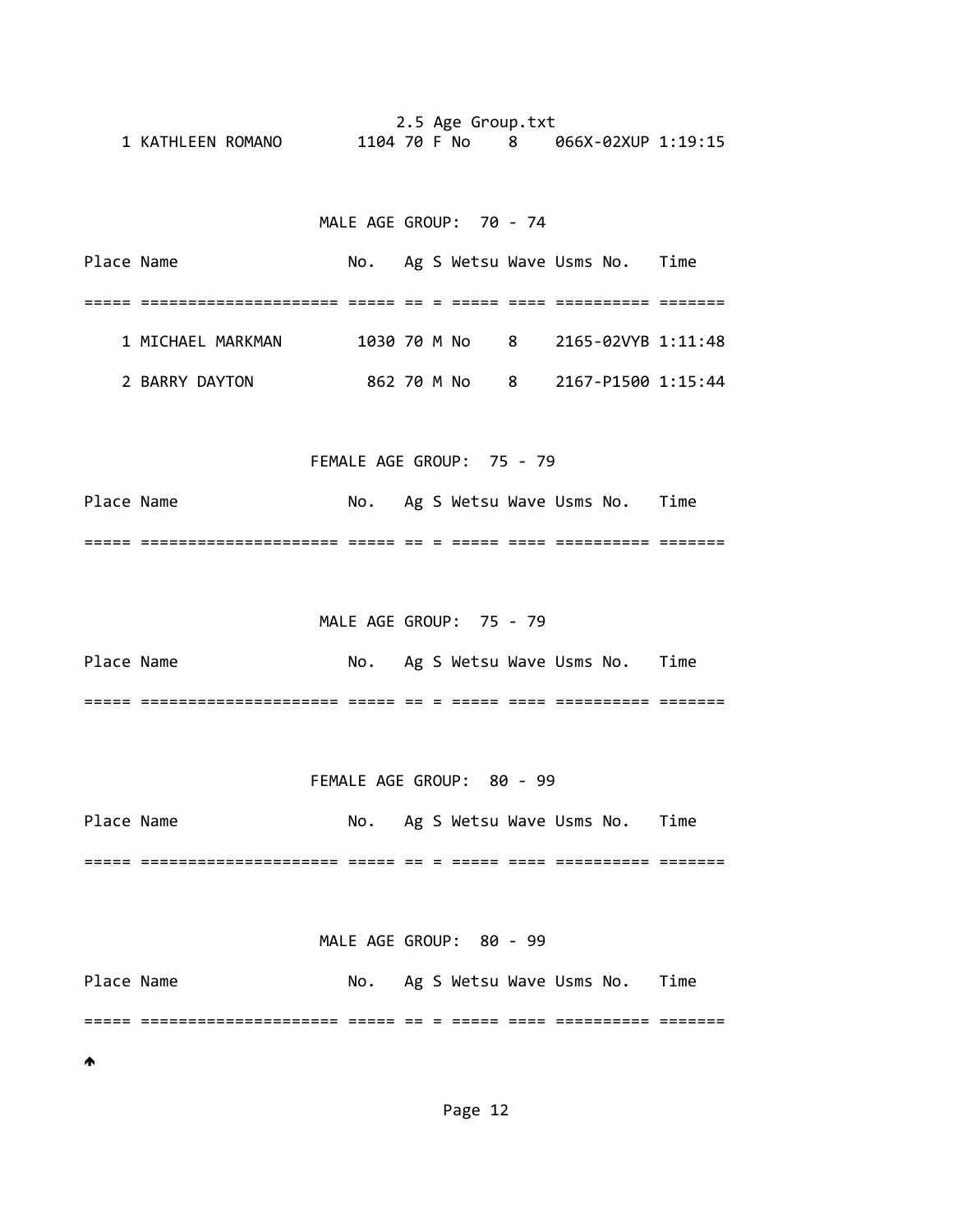| Place | Name | No. | Ag | S | Wetsu | Wave | Usms No. | Time |
|---|---|---|---|---|---|---|---|---|
| 1 | KATHLEEN ROMANO | 1104 | 70 | F | No | 8 | 066X-02XUP | 1:19:15 |

MALE AGE GROUP: 70 - 74

| Place | Name | No. | Ag | S | Wetsu | Wave | Usms No. | Time |
|---|---|---|---|---|---|---|---|---|
| 1 | MICHAEL MARKMAN | 1030 | 70 | M | No | 8 | 2165-02VYB | 1:11:48 |
| 2 | BARRY DAYTON | 862 | 70 | M | No | 8 | 2167-P1500 | 1:15:44 |

FEMALE AGE GROUP: 75 - 79

| Place | Name | No. | Ag | S | Wetsu | Wave | Usms No. | Time |
|---|---|---|---|---|---|---|---|---|

MALE AGE GROUP: 75 - 79

| Place | Name | No. | Ag | S | Wetsu | Wave | Usms No. | Time |
|---|---|---|---|---|---|---|---|---|

FEMALE AGE GROUP: 80 - 99

| Place | Name | No. | Ag | S | Wetsu | Wave | Usms No. | Time |
|---|---|---|---|---|---|---|---|---|

MALE AGE GROUP: 80 - 99

| Place | Name | No. | Ag | S | Wetsu | Wave | Usms No. | Time |
|---|---|---|---|---|---|---|---|---|